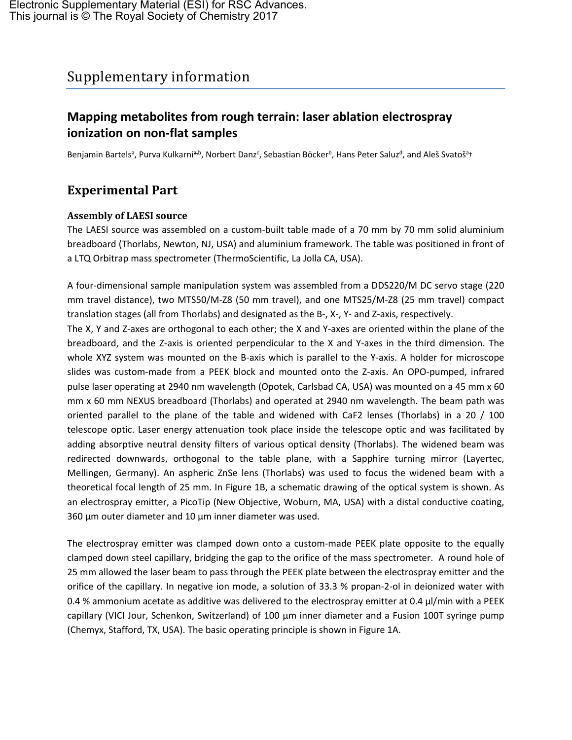# Supplementary information

## Mapping metabolites from rough terrain: laser ablation electrospray ionization on non-flat samples

Benjamin Bartels[a], Purva Kulkarni[a,b], Norbert Danz[c], Sebastian Böcker[b], Hans Peter Saluz[d], and Aleš Svatoš[a†]

## Experimental Part

### Assembly of LAESI source

The LAESI source was assembled on a custom-built table made of a 70 mm by 70 mm solid aluminium breadboard (Thorlabs, Newton, NJ, USA) and aluminium framework. The table was positioned in front of a LTQ Orbitrap mass spectrometer (ThermoScientific, La Jolla CA, USA).

A four-dimensional sample manipulation system was assembled from a DDS220/M DC servo stage (220 mm travel distance), two MTS50/M-Z8 (50 mm travel), and one MTS25/M-Z8 (25 mm travel) compact translation stages (all from Thorlabs) and designated as the B-, X-, Y- and Z-axis, respectively.
The X, Y and Z-axes are orthogonal to each other; the X and Y-axes are oriented within the plane of the breadboard, and the Z-axis is oriented perpendicular to the X and Y-axes in the third dimension. The whole XYZ system was mounted on the B-axis which is parallel to the Y-axis. A holder for microscope slides was custom-made from a PEEK block and mounted onto the Z-axis. An OPO-pumped, infrared pulse laser operating at 2940 nm wavelength (Opotek, Carlsbad CA, USA) was mounted on a 45 mm x 60 mm x 60 mm NEXUS breadboard (Thorlabs) and operated at 2940 nm wavelength. The beam path was oriented parallel to the plane of the table and widened with $CaF_2$ lenses (Thorlabs) in a 20 / 100 telescope optic. Laser energy attenuation took place inside the telescope optic and was facilitated by adding absorptive neutral density filters of various optical density (Thorlabs). The widened beam was redirected downwards, orthogonal to the table plane, with a Sapphire turning mirror (Layertec, Mellingen, Germany). An aspheric ZnSe lens (Thorlabs) was used to focus the widened beam with a theoretical focal length of 25 mm. In Figure 1B, a schematic drawing of the optical system is shown. As an electrospray emitter, a PicoTip (New Objective, Woburn, MA, USA) with a distal conductive coating, 360 µm outer diameter and 10 µm inner diameter was used.

The electrospray emitter was clamped down onto a custom-made PEEK plate opposite to the equally clamped down steel capillary, bridging the gap to the orifice of the mass spectrometer. A round hole of 25 mm allowed the laser beam to pass through the PEEK plate between the electrospray emitter and the orifice of the capillary. In negative ion mode, a solution of 33.3 % propan-2-ol in deionized water with 0.4 % ammonium acetate as additive was delivered to the electrospray emitter at 0.4 µl/min with a PEEK capillary (VICI Jour, Schenkon, Switzerland) of 100 µm inner diameter and a Fusion 100T syringe pump (Chemyx, Stafford, TX, USA). The basic operating principle is shown in Figure 1A.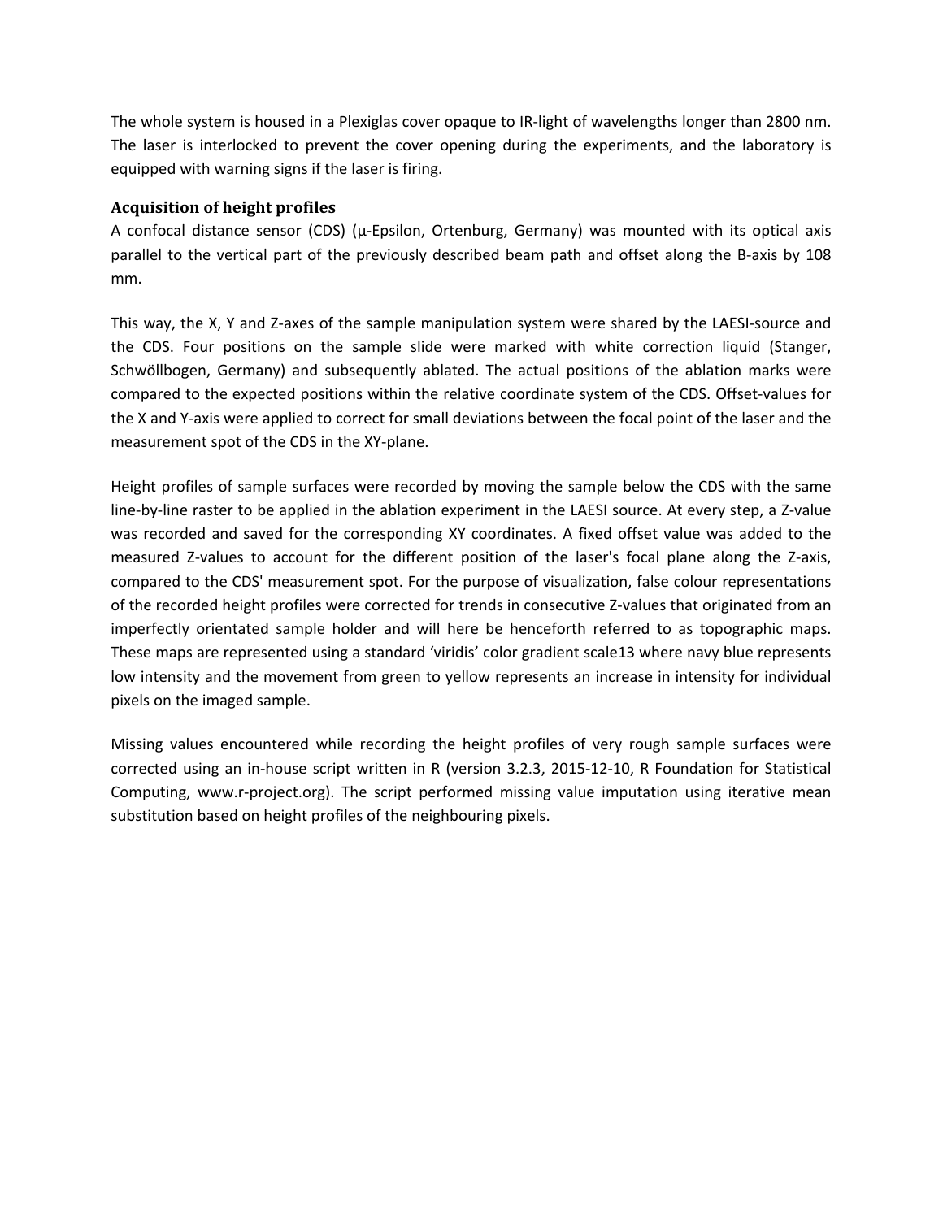The whole system is housed in a Plexiglas cover opaque to IR-light of wavelengths longer than 2800 nm. The laser is interlocked to prevent the cover opening during the experiments, and the laboratory is equipped with warning signs if the laser is firing.

### Acquisition of height profiles

A confocal distance sensor (CDS) (µ-Epsilon, Ortenburg, Germany) was mounted with its optical axis parallel to the vertical part of the previously described beam path and offset along the B-axis by 108 mm.

This way, the X, Y and Z-axes of the sample manipulation system were shared by the LAESI-source and the CDS. Four positions on the sample slide were marked with white correction liquid (Stanger, Schwöllbogen, Germany) and subsequently ablated. The actual positions of the ablation marks were compared to the expected positions within the relative coordinate system of the CDS. Offset-values for the X and Y-axis were applied to correct for small deviations between the focal point of the laser and the measurement spot of the CDS in the XY-plane.

Height profiles of sample surfaces were recorded by moving the sample below the CDS with the same line-by-line raster to be applied in the ablation experiment in the LAESI source. At every step, a Z-value was recorded and saved for the corresponding XY coordinates. A fixed offset value was added to the measured Z-values to account for the different position of the laser's focal plane along the Z-axis, compared to the CDS' measurement spot. For the purpose of visualization, false colour representations of the recorded height profiles were corrected for trends in consecutive Z-values that originated from an imperfectly orientated sample holder and will here be henceforth referred to as topographic maps. These maps are represented using a standard 'viridis' color gradient scale[13] where navy blue represents low intensity and the movement from green to yellow represents an increase in intensity for individual pixels on the imaged sample.

Missing values encountered while recording the height profiles of very rough sample surfaces were corrected using an in-house script written in R (version 3.2.3, 2015-12-10, R Foundation for Statistical Computing, www.r-project.org). The script performed missing value imputation using iterative mean substitution based on height profiles of the neighbouring pixels.